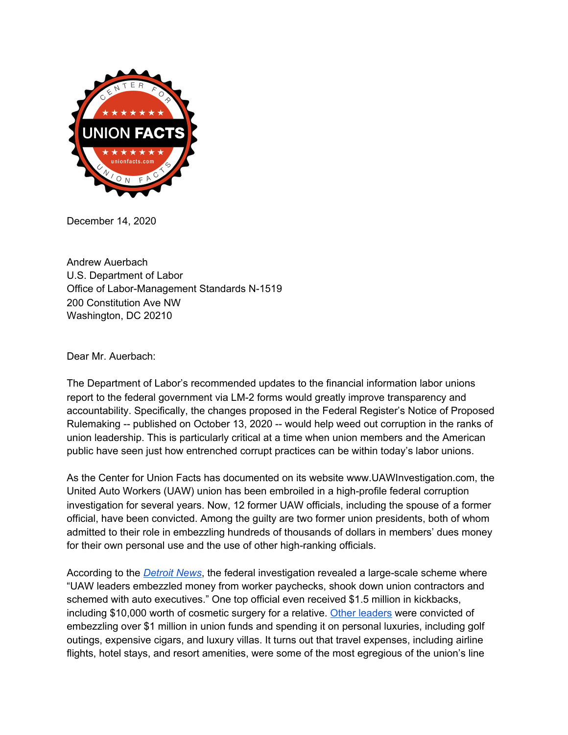December 14, 2020

Andrew Auerbach
U.S. Department of Labor
Office of Labor-Management Standards N-1519
200 Constitution Ave NW
Washington, DC 20210

Dear Mr. Auerbach:

The Department of Labor's recommended updates to the financial information labor unions report to the federal government via LM-2 forms would greatly improve transparency and accountability. Specifically, the changes proposed in the Federal Register's Notice of Proposed Rulemaking -- published on October 13, 2020 -- would help weed out corruption in the ranks of union leadership. This is particularly critical at a time when union members and the American public have seen just how entrenched corrupt practices can be within today's labor unions.

As the Center for Union Facts has documented on its website www.UAWInvestigation.com, the United Auto Workers (UAW) union has been embroiled in a high-profile federal corruption investigation for several years. Now, 12 former UAW officials, including the spouse of a former official, have been convicted. Among the guilty are two former union presidents, both of whom admitted to their role in embezzling hundreds of thousands of dollars in members' dues money for their own personal use and the use of other high-ranking officials.

According to the *Detroit News*, the federal investigation revealed a large-scale scheme where "UAW leaders embezzled money from worker paychecks, shook down union contractors and schemed with auto executives." One top official even received $1.5 million in kickbacks, including $10,000 worth of cosmetic surgery for a relative. Other leaders were convicted of embezzling over $1 million in union funds and spending it on personal luxuries, including golf outings, expensive cigars, and luxury villas. It turns out that travel expenses, including airline flights, hotel stays, and resort amenities, were some of the most egregious of the union's line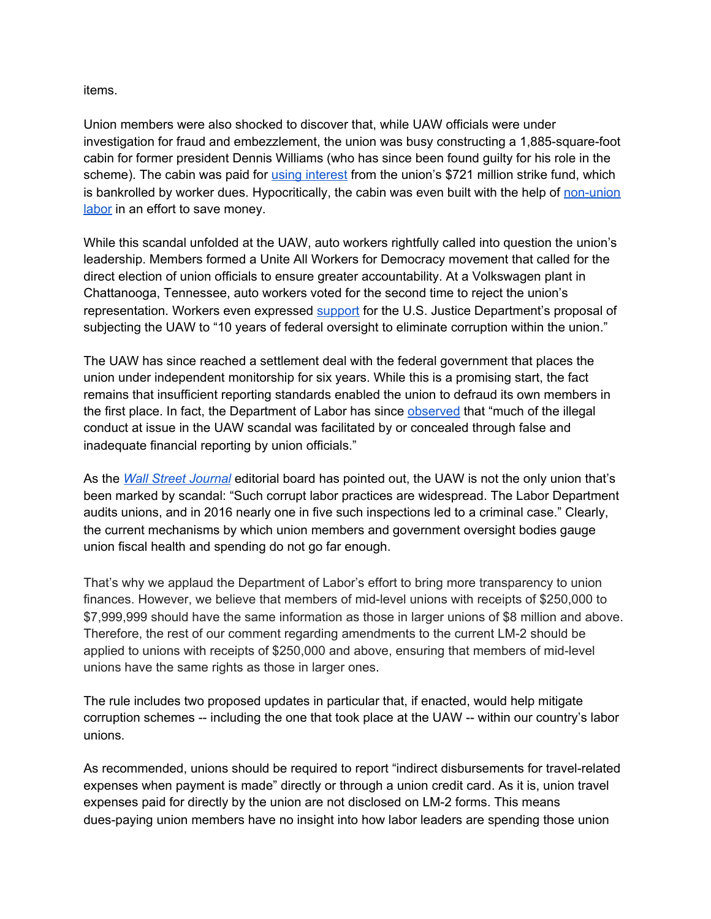items.

Union members were also shocked to discover that, while UAW officials were under investigation for fraud and embezzlement, the union was busy constructing a 1,885-square-foot cabin for former president Dennis Williams (who has since been found guilty for his role in the scheme). The cabin was paid for using interest from the union's $721 million strike fund, which is bankrolled by worker dues. Hypocritically, the cabin was even built with the help of non-union labor in an effort to save money.

While this scandal unfolded at the UAW, auto workers rightfully called into question the union's leadership. Members formed a Unite All Workers for Democracy movement that called for the direct election of union officials to ensure greater accountability. At a Volkswagen plant in Chattanooga, Tennessee, auto workers voted for the second time to reject the union's representation. Workers even expressed support for the U.S. Justice Department's proposal of subjecting the UAW to "10 years of federal oversight to eliminate corruption within the union."

The UAW has since reached a settlement deal with the federal government that places the union under independent monitorship for six years. While this is a promising start, the fact remains that insufficient reporting standards enabled the union to defraud its own members in the first place. In fact, the Department of Labor has since observed that "much of the illegal conduct at issue in the UAW scandal was facilitated by or concealed through false and inadequate financial reporting by union officials."

As the *Wall Street Journal* editorial board has pointed out, the UAW is not the only union that's been marked by scandal: "Such corrupt labor practices are widespread. The Labor Department audits unions, and in 2016 nearly one in five such inspections led to a criminal case." Clearly, the current mechanisms by which union members and government oversight bodies gauge union fiscal health and spending do not go far enough.

That's why we applaud the Department of Labor's effort to bring more transparency to union finances. However, we believe that members of mid-level unions with receipts of $250,000 to $7,999,999 should have the same information as those in larger unions of $8 million and above. Therefore, the rest of our comment regarding amendments to the current LM-2 should be applied to unions with receipts of $250,000 and above, ensuring that members of mid-level unions have the same rights as those in larger ones.

The rule includes two proposed updates in particular that, if enacted, would help mitigate corruption schemes -- including the one that took place at the UAW -- within our country's labor unions.

As recommended, unions should be required to report "indirect disbursements for travel-related expenses when payment is made" directly or through a union credit card. As it is, union travel expenses paid for directly by the union are not disclosed on LM-2 forms. This means dues-paying union members have no insight into how labor leaders are spending those union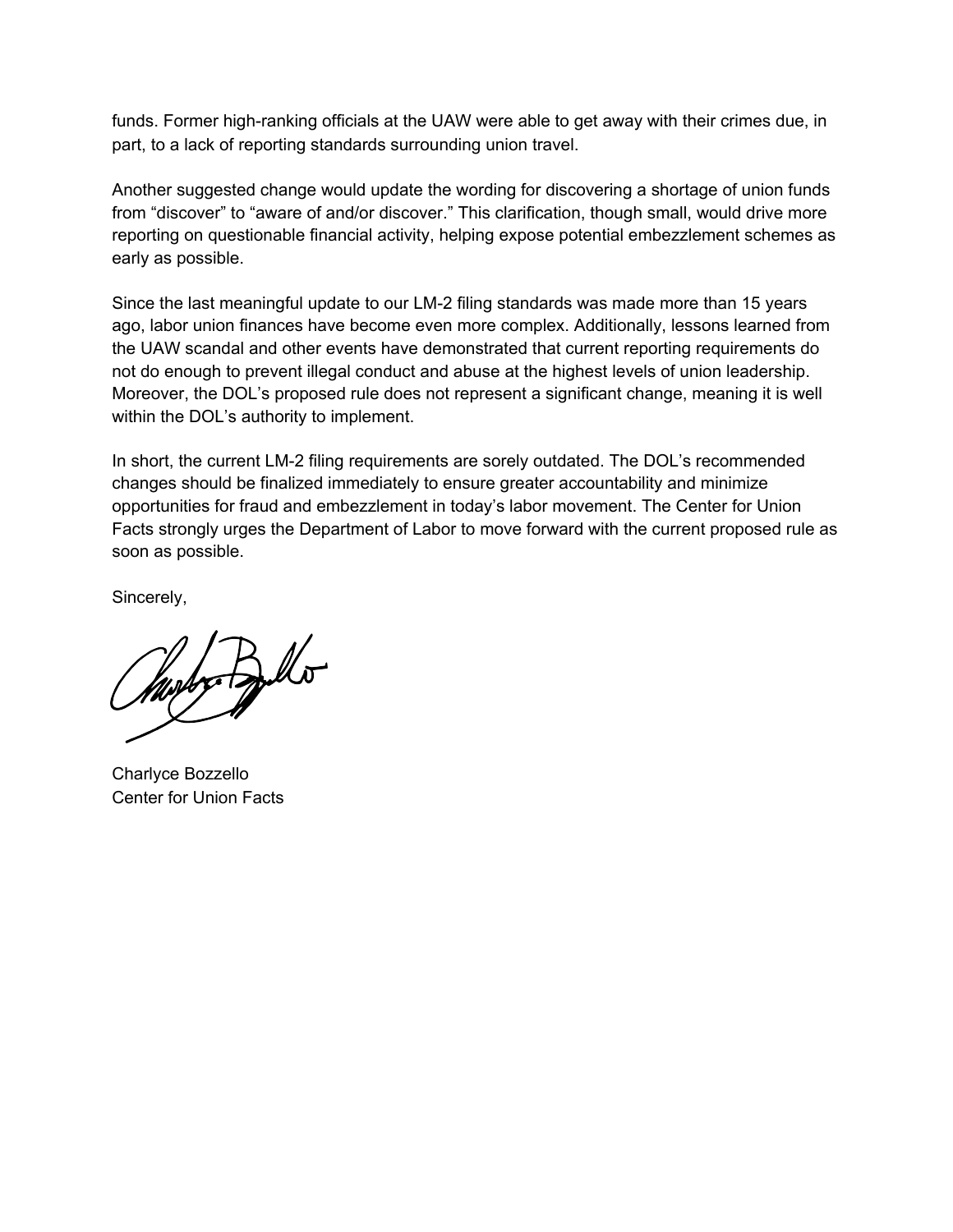funds. Former high-ranking officials at the UAW were able to get away with their crimes due, in part, to a lack of reporting standards surrounding union travel.

Another suggested change would update the wording for discovering a shortage of union funds from "discover" to "aware of and/or discover." This clarification, though small, would drive more reporting on questionable financial activity, helping expose potential embezzlement schemes as early as possible.

Since the last meaningful update to our LM-2 filing standards was made more than 15 years ago, labor union finances have become even more complex. Additionally, lessons learned from the UAW scandal and other events have demonstrated that current reporting requirements do not do enough to prevent illegal conduct and abuse at the highest levels of union leadership. Moreover, the DOL's proposed rule does not represent a significant change, meaning it is well within the DOL's authority to implement.

In short, the current LM-2 filing requirements are sorely outdated. The DOL's recommended changes should be finalized immediately to ensure greater accountability and minimize opportunities for fraud and embezzlement in today's labor movement. The Center for Union Facts strongly urges the Department of Labor to move forward with the current proposed rule as soon as possible.

Sincerely,

Charlyce Bozzello
Center for Union Facts